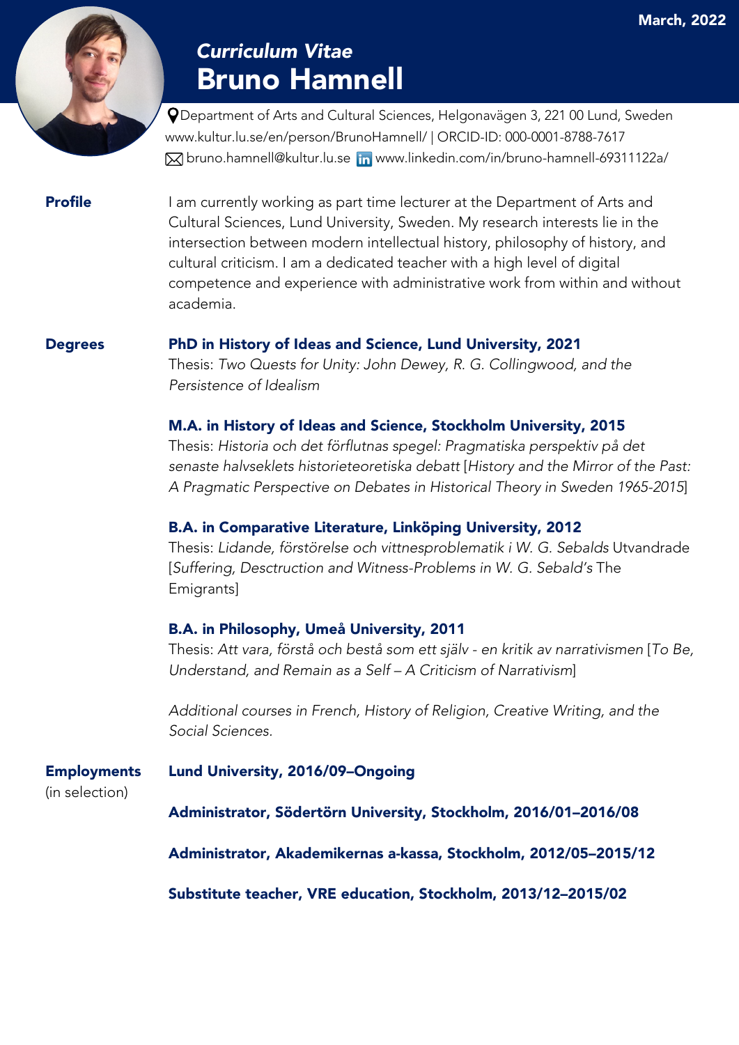March, 2022

*Curriculum Vitae*

# Bruno Hamnell

Department of Arts and Cultural Sciences, Helgonavägen 3, 221 00 Lund, Sweden
www.kultur.lu.se/en/person/BrunoHamnell/ | ORCID-ID: 000-0001-8788-7617
bruno.hamnell@kultur.lu.se www.linkedin.com/in/bruno-hamnell-69311122a/

## Profile

I am currently working as part time lecturer at the Department of Arts and Cultural Sciences, Lund University, Sweden. My research interests lie in the intersection between modern intellectual history, philosophy of history, and cultural criticism. I am a dedicated teacher with a high level of digital competence and experience with administrative work from within and without academia.

## Degrees

**PhD in History of Ideas and Science, Lund University, 2021**
Thesis: *Two Quests for Unity: John Dewey, R. G. Collingwood, and the Persistence of Idealism*

**M.A. in History of Ideas and Science, Stockholm University, 2015**
Thesis: *Historia och det förflutnas spegel: Pragmatiska perspektiv på det senaste halvseklets historieteoretiska debatt* [*History and the Mirror of the Past: A Pragmatic Perspective on Debates in Historical Theory in Sweden 1965-2015*]

**B.A. in Comparative Literature, Linköping University, 2012**
Thesis: *Lidande, förstörelse och vittnesproblematik i W. G. Sebalds* Utvandrade [*Suffering, Desctruction and Witness-Problems in W. G. Sebald's* The Emigrants]

**B.A. in Philosophy, Umeå University, 2011**
Thesis: *Att vara, förstå och bestå som ett själv - en kritik av narrativismen* [*To Be, Understand, and Remain as a Self – A Criticism of Narrativism*]

*Additional courses in French, History of Religion, Creative Writing, and the Social Sciences.*

## Employments
(in selection)

**Lund University, 2016/09–Ongoing**

**Administrator, Södertörn University, Stockholm, 2016/01–2016/08**

**Administrator, Akademikernas a-kassa, Stockholm, 2012/05–2015/12**

**Substitute teacher, VRE education, Stockholm, 2013/12–2015/02**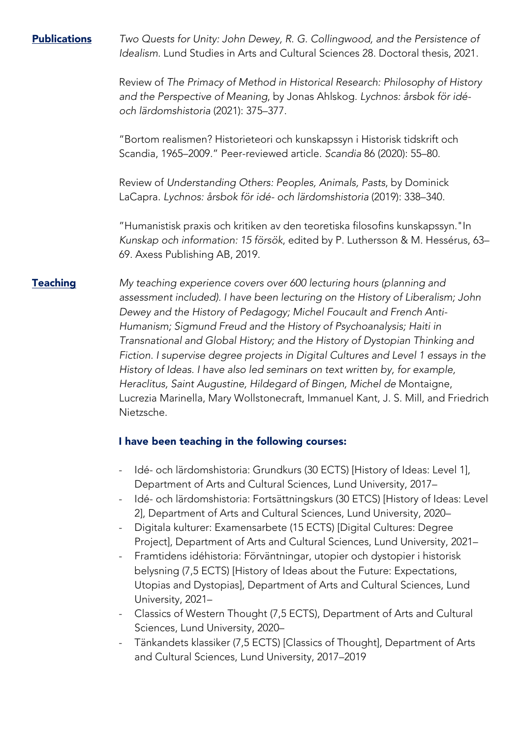## Publications

*Two Quests for Unity: John Dewey, R. G. Collingwood, and the Persistence of Idealism*. Lund Studies in Arts and Cultural Sciences 28. Doctoral thesis, 2021.

Review of *The Primacy of Method in Historical Research: Philosophy of History and the Perspective of Meaning*, by Jonas Ahlskog. *Lychnos: årsbok för idé- och lärdomshistoria* (2021): 375–377.

"Bortom realismen? Historieteori och kunskapssyn i Historisk tidskrift och Scandia, 1965–2009." Peer-reviewed article. *Scandia* 86 (2020): 55–80.

Review of *Understanding Others: Peoples, Animals, Pasts*, by Dominick LaCapra. *Lychnos: årsbok för idé- och lärdomshistoria* (2019): 338–340.

"Humanistisk praxis och kritiken av den teoretiska filosofins kunskapssyn."In *Kunskap och information: 15 försök*, edited by P. Luthersson & M. Hessérus, 63–69. Axess Publishing AB, 2019.

## Teaching

*My teaching experience covers over 600 lecturing hours (planning and assessment included). I have been lecturing on the History of Liberalism; John Dewey and the History of Pedagogy; Michel Foucault and French Anti-Humanism; Sigmund Freud and the History of Psychoanalysis; Haiti in Transnational and Global History; and the History of Dystopian Thinking and Fiction. I supervise degree projects in Digital Cultures and Level 1 essays in the History of Ideas. I have also led seminars on text written by, for example, Heraclitus, Saint Augustine, Hildegard of Bingen, Michel de* Montaigne, Lucrezia Marinella, Mary Wollstonecraft, Immanuel Kant, J. S. Mill, and Friedrich Nietzsche.

### I have been teaching in the following courses:

- Idé- och lärdomshistoria: Grundkurs (30 ECTS) [History of Ideas: Level 1], Department of Arts and Cultural Sciences, Lund University, 2017–
- Idé- och lärdomshistoria: Fortsättningskurs (30 ETCS) [History of Ideas: Level 2], Department of Arts and Cultural Sciences, Lund University, 2020–
- Digitala kulturer: Examensarbete (15 ECTS) [Digital Cultures: Degree Project], Department of Arts and Cultural Sciences, Lund University, 2021–
- Framtidens idéhistoria: Förväntningar, utopier och dystopier i historisk belysning (7,5 ECTS) [History of Ideas about the Future: Expectations, Utopias and Dystopias], Department of Arts and Cultural Sciences, Lund University, 2021–
- Classics of Western Thought (7,5 ECTS), Department of Arts and Cultural Sciences, Lund University, 2020–
- Tänkandets klassiker (7,5 ECTS) [Classics of Thought], Department of Arts and Cultural Sciences, Lund University, 2017–2019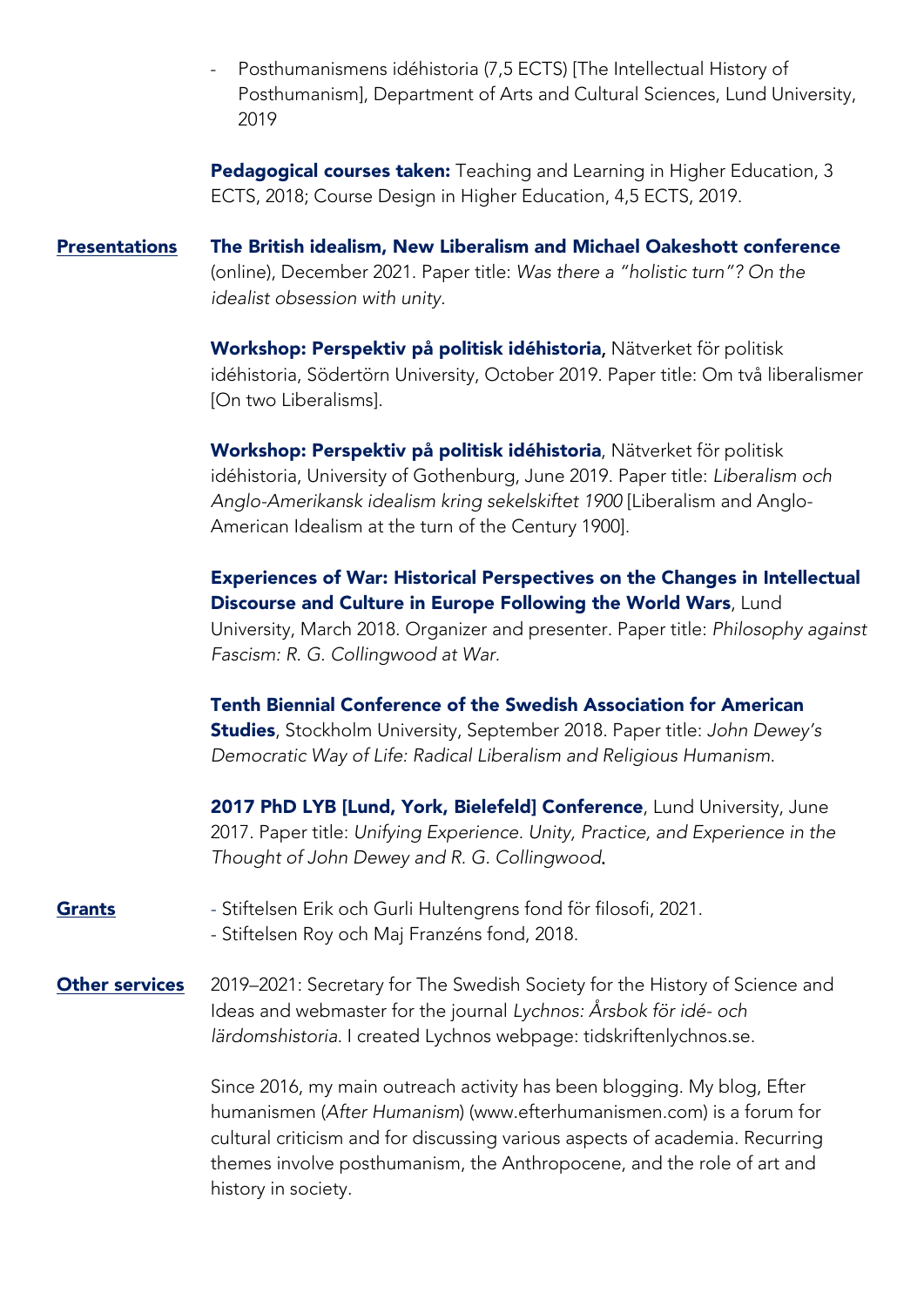- Posthumanismens idéhistoria (7,5 ECTS) [The Intellectual History of Posthumanism], Department of Arts and Cultural Sciences, Lund University, 2019

**Pedagogical courses taken:** Teaching and Learning in Higher Education, 3 ECTS, 2018; Course Design in Higher Education, 4,5 ECTS, 2019.

## Presentations

**The British idealism, New Liberalism and Michael Oakeshott conference** (online), December 2021. Paper title: *Was there a "holistic turn"? On the idealist obsession with unity.*

**Workshop: Perspektiv på politisk idéhistoria,** Nätverket för politisk idéhistoria, Södertörn University, October 2019. Paper title: Om två liberalismer [On two Liberalisms].

**Workshop: Perspektiv på politisk idéhistoria**, Nätverket för politisk idéhistoria, University of Gothenburg, June 2019. Paper title: *Liberalism och Anglo-Amerikansk idealism kring sekelskiftet 1900* [Liberalism and Anglo-American Idealism at the turn of the Century 1900].

**Experiences of War: Historical Perspectives on the Changes in Intellectual Discourse and Culture in Europe Following the World Wars**, Lund University, March 2018. Organizer and presenter. Paper title: *Philosophy against Fascism: R. G. Collingwood at War.*

**Tenth Biennial Conference of the Swedish Association for American Studies**, Stockholm University, September 2018. Paper title: *John Dewey's Democratic Way of Life: Radical Liberalism and Religious Humanism.*

**2017 PhD LYB [Lund, York, Bielefeld] Conference**, Lund University, June 2017. Paper title: *Unifying Experience. Unity, Practice, and Experience in the Thought of John Dewey and R. G. Collingwood*.

## Grants

- Stiftelsen Erik och Gurli Hultengrens fond för filosofi, 2021.
- Stiftelsen Roy och Maj Franzéns fond, 2018.

## Other services

2019–2021: Secretary for The Swedish Society for the History of Science and Ideas and webmaster for the journal *Lychnos: Årsbok för idé- och lärdomshistoria.* I created Lychnos webpage: tidskriftenlychnos.se.

Since 2016, my main outreach activity has been blogging. My blog, Efter humanismen (*After Humanism*) (www.efterhumanismen.com) is a forum for cultural criticism and for discussing various aspects of academia. Recurring themes involve posthumanism, the Anthropocene, and the role of art and history in society.